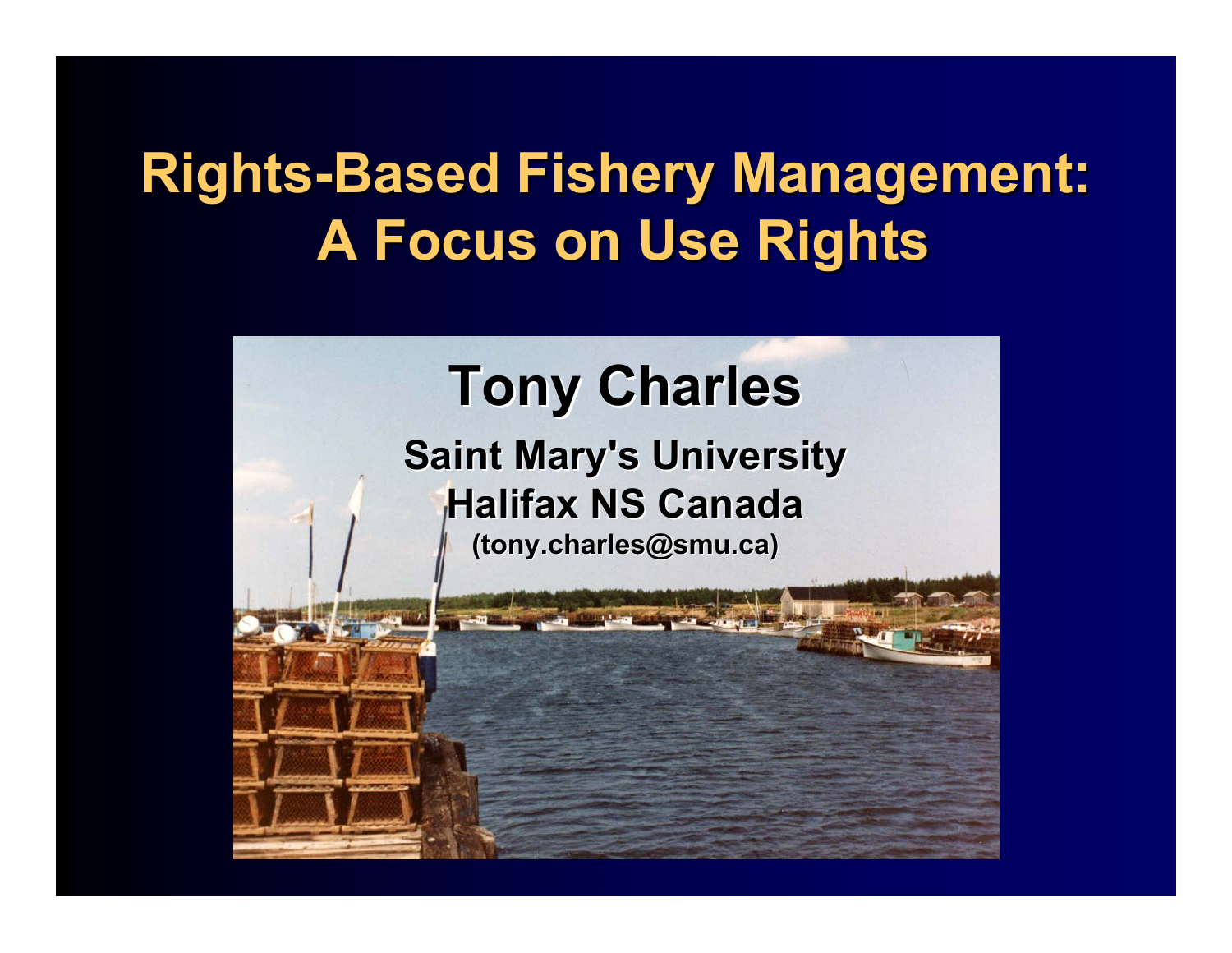# Rights-Based Fishery Management: A Focus on Use Rights

## Tony Charles

**Saint Mary's University**
**Halifax NS Canada**
**(tony.charles@smu.ca)**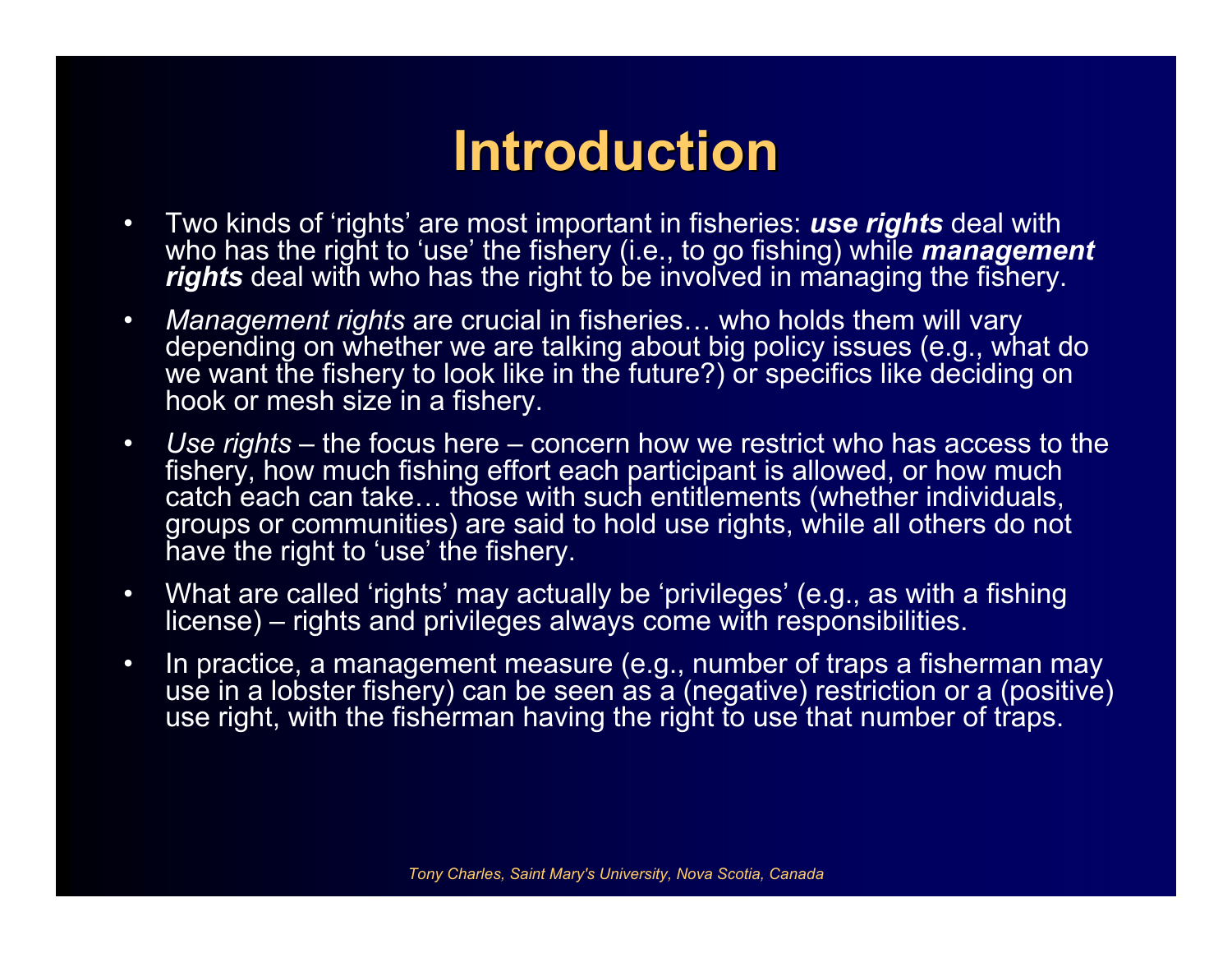# Introduction

- Two kinds of 'rights' are most important in fisheries: ***use rights*** deal with who has the right to 'use' the fishery (i.e., to go fishing) while ***management rights*** deal with who has the right to be involved in managing the fishery.
- *Management rights* are crucial in fisheries… who holds them will vary depending on whether we are talking about big policy issues (e.g., what do we want the fishery to look like in the future?) or specifics like deciding on hook or mesh size in a fishery.
- *Use rights* – the focus here – concern how we restrict who has access to the fishery, how much fishing effort each participant is allowed, or how much catch each can take… those with such entitlements (whether individuals, groups or communities) are said to hold use rights, while all others do not have the right to 'use' the fishery.
- What are called 'rights' may actually be 'privileges' (e.g., as with a fishing license) – rights and privileges always come with responsibilities.
- In practice, a management measure (e.g., number of traps a fisherman may use in a lobster fishery) can be seen as a (negative) restriction or a (positive) use right, with the fisherman having the right to use that number of traps.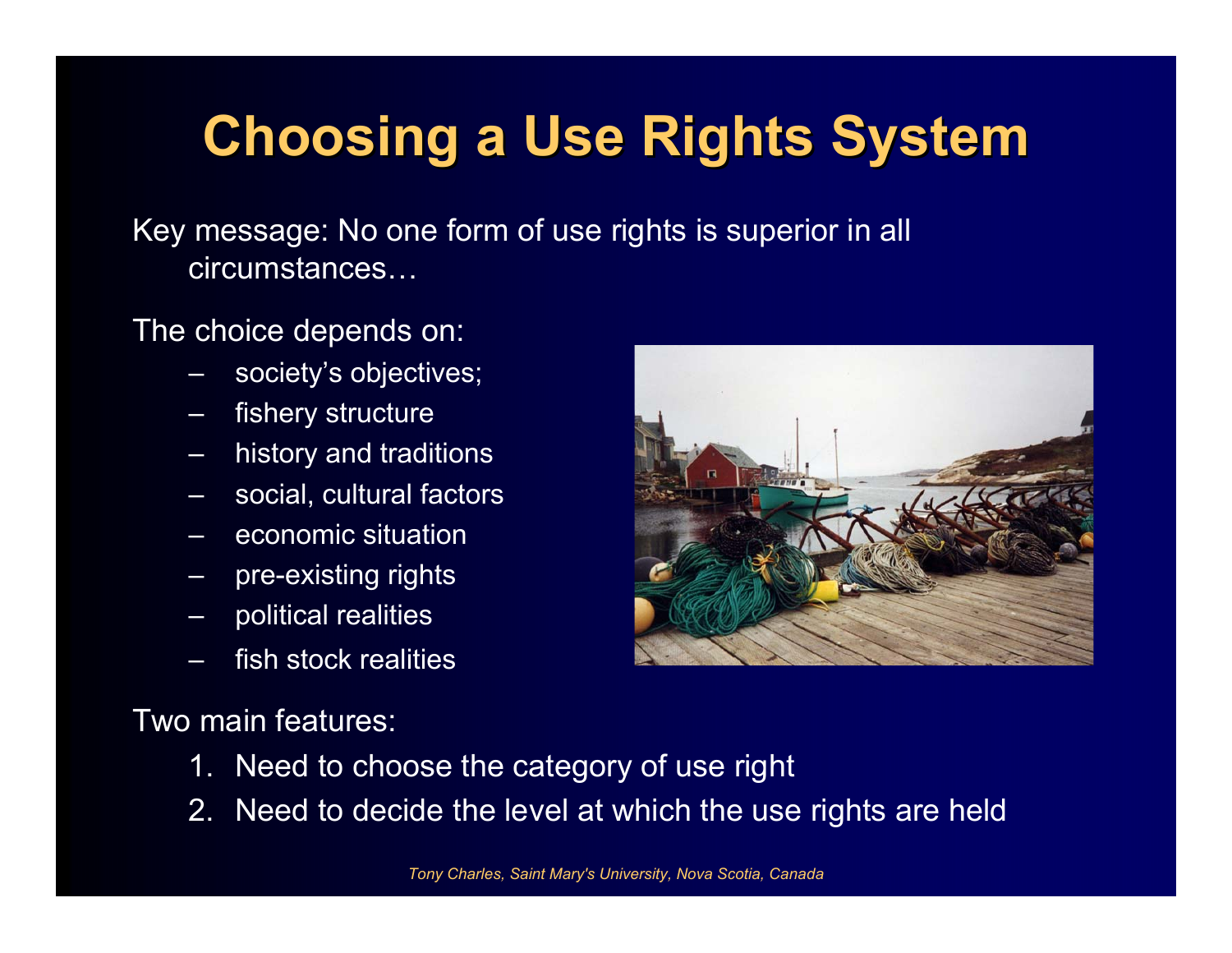# Choosing a Use Rights System

Key message: No one form of use rights is superior in all circumstances…

The choice depends on:

- society's objectives;
- fishery structure
- history and traditions
- social, cultural factors
- economic situation
- pre-existing rights
- political realities
- fish stock realities

Two main features:

1. Need to choose the category of use right
2. Need to decide the level at which the use rights are held

*Tony Charles, Saint Mary's University, Nova Scotia, Canada*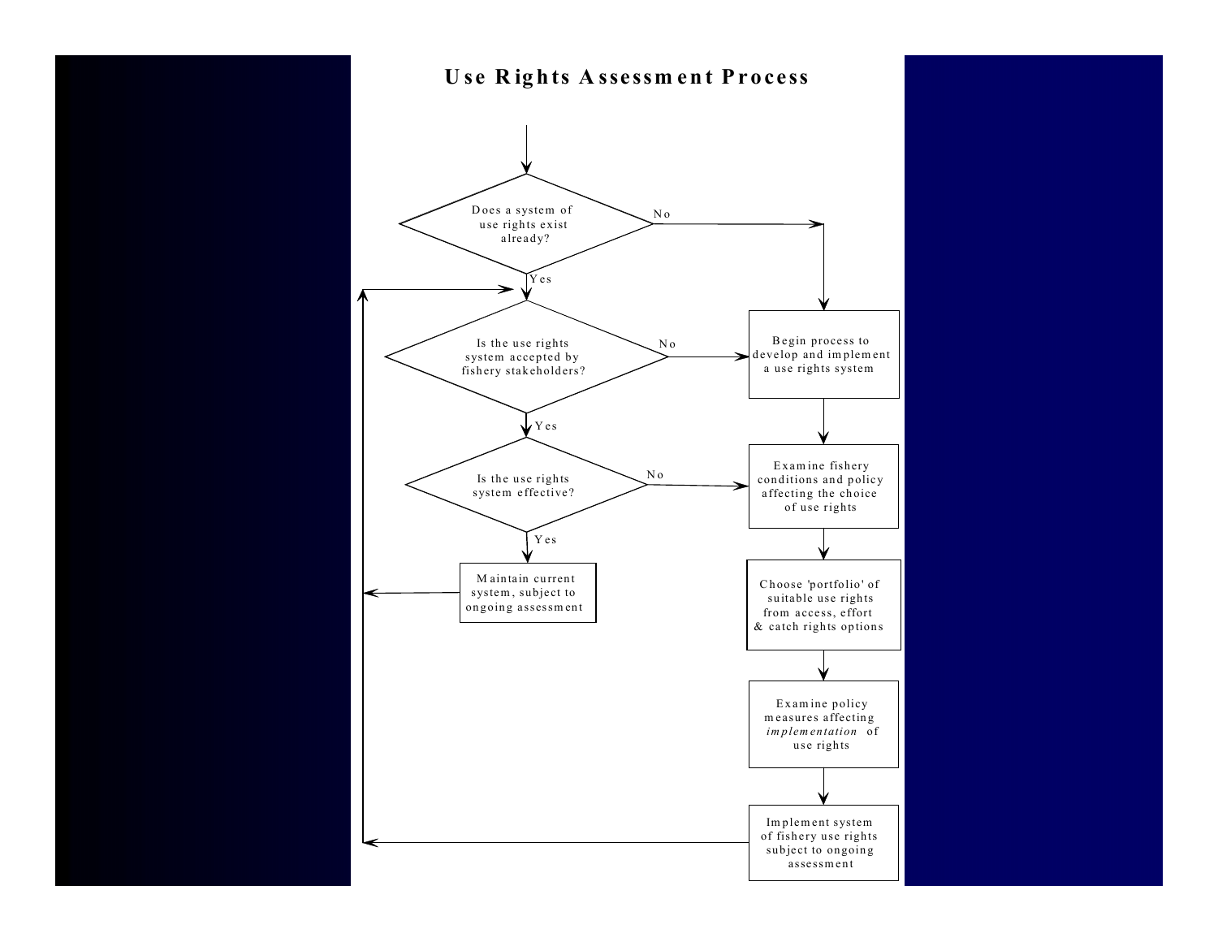# Use Rights Assessment Process

Does a system of use rights exist already?

- No → Begin process to develop and implement a use rights system
- Yes → Is the use rights system accepted by fishery stakeholders?

Is the use rights system accepted by fishery stakeholders?

- No → Begin process to develop and implement a use rights system
- Yes → Is the use rights system effective?

Is the use rights system effective?

- No → Examine fishery conditions and policy affecting the choice of use rights
- Yes → Maintain current system, subject to ongoing assessment

Maintain current system, subject to ongoing assessment → (returns to "Is the use rights system accepted by fishery stakeholders?")

Begin process to develop and implement a use rights system → Examine fishery conditions and policy affecting the choice of use rights → Choose 'portfolio' of suitable use rights from access, effort & catch rights options → Examine policy measures affecting *implementation* of use rights → Implement system of fishery use rights subject to ongoing assessment → (returns to "Is the use rights system accepted by fishery stakeholders?")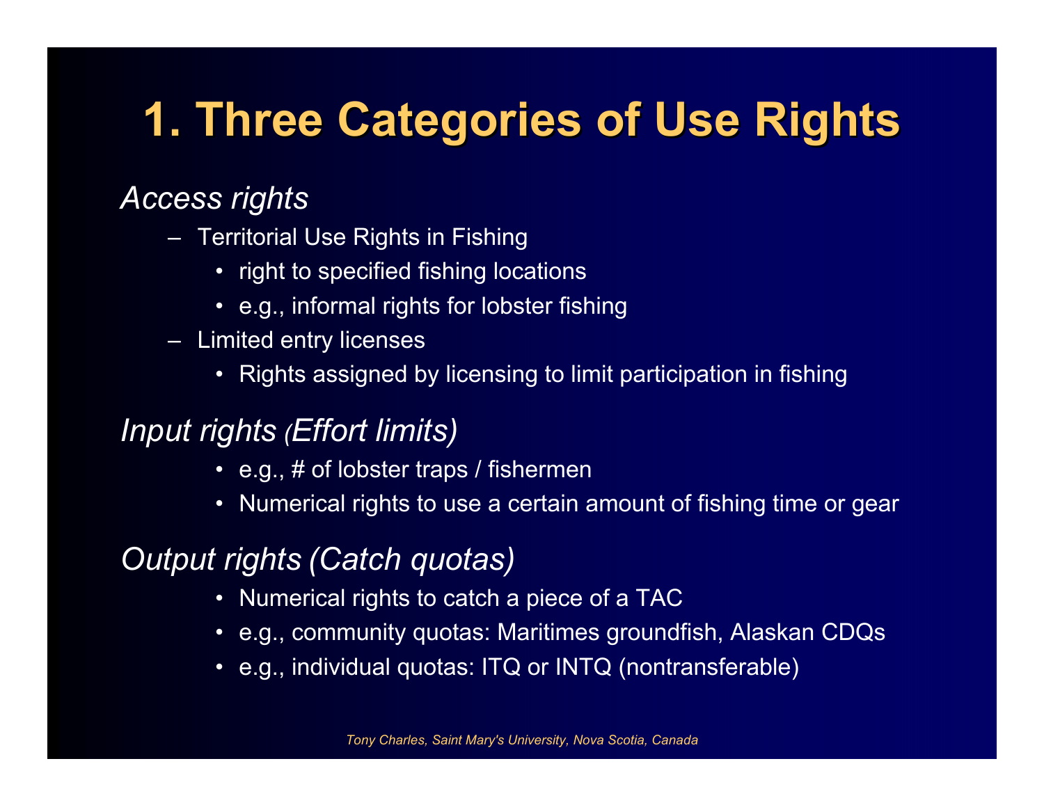# 1. Three Categories of Use Rights

*Access rights*

- Territorial Use Rights in Fishing
  - right to specified fishing locations
  - e.g., informal rights for lobster fishing
- Limited entry licenses
  - Rights assigned by licensing to limit participation in fishing

*Input rights (Effort limits)*

- e.g., # of lobster traps / fishermen
- Numerical rights to use a certain amount of fishing time or gear

*Output rights (Catch quotas)*

- Numerical rights to catch a piece of a TAC
- e.g., community quotas: Maritimes groundfish, Alaskan CDQs
- e.g., individual quotas: ITQ or INTQ (nontransferable)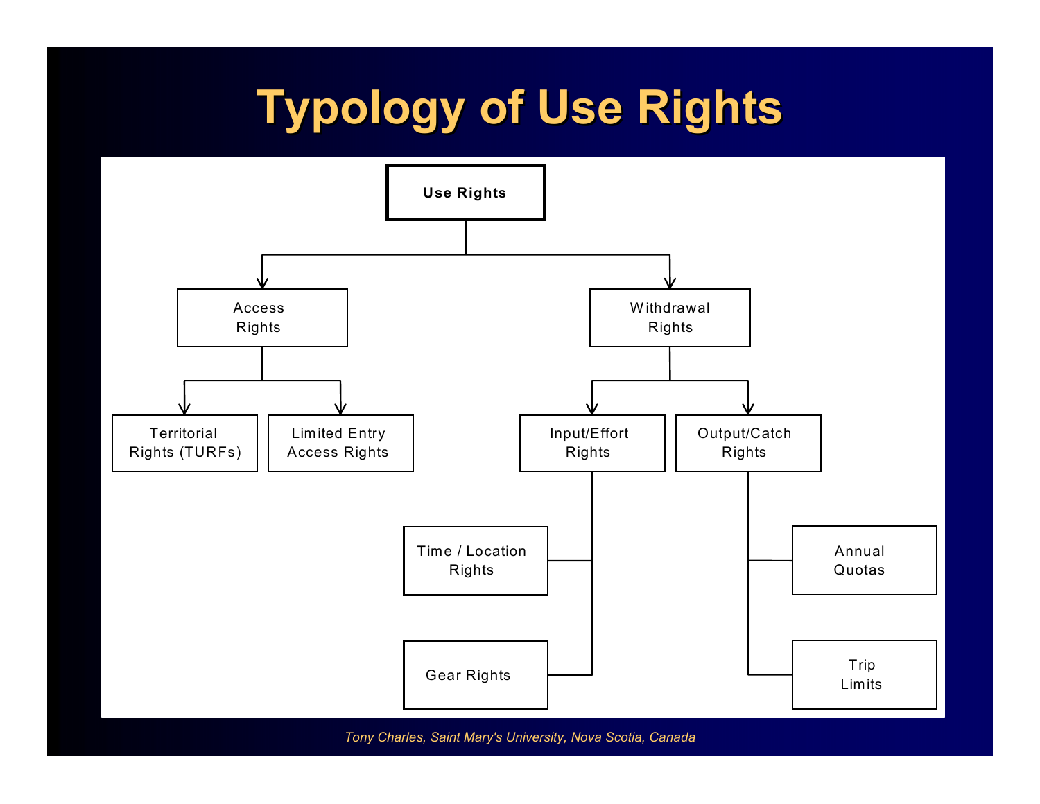# Typology of Use Rights

- Use Rights
  - Access Rights
    - Territorial Rights (TURFs)
    - Limited Entry Access Rights
  - Withdrawal Rights
    - Input/Effort Rights
      - Time / Location Rights
      - Gear Rights
    - Output/Catch Rights
      - Annual Quotas
      - Trip Limits

*Tony Charles, Saint Mary's University, Nova Scotia, Canada*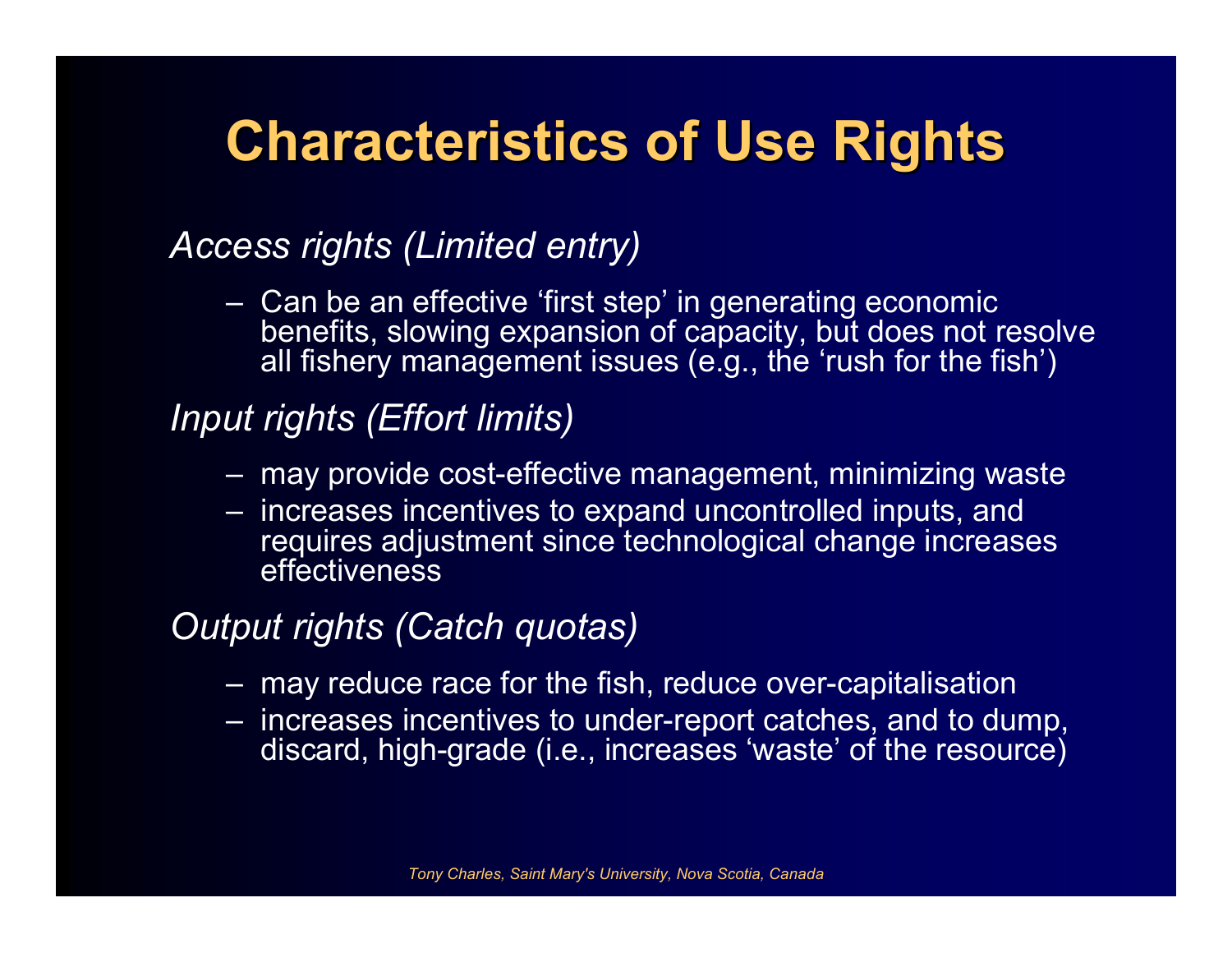# Characteristics of Use Rights

*Access rights (Limited entry)*

- Can be an effective 'first step' in generating economic benefits, slowing expansion of capacity, but does not resolve all fishery management issues (e.g., the 'rush for the fish')

*Input rights (Effort limits)*

- may provide cost-effective management, minimizing waste
- increases incentives to expand uncontrolled inputs, and requires adjustment since technological change increases effectiveness

*Output rights (Catch quotas)*

- may reduce race for the fish, reduce over-capitalisation
- increases incentives to under-report catches, and to dump, discard, high-grade (i.e., increases 'waste' of the resource)

*Tony Charles, Saint Mary's University, Nova Scotia, Canada*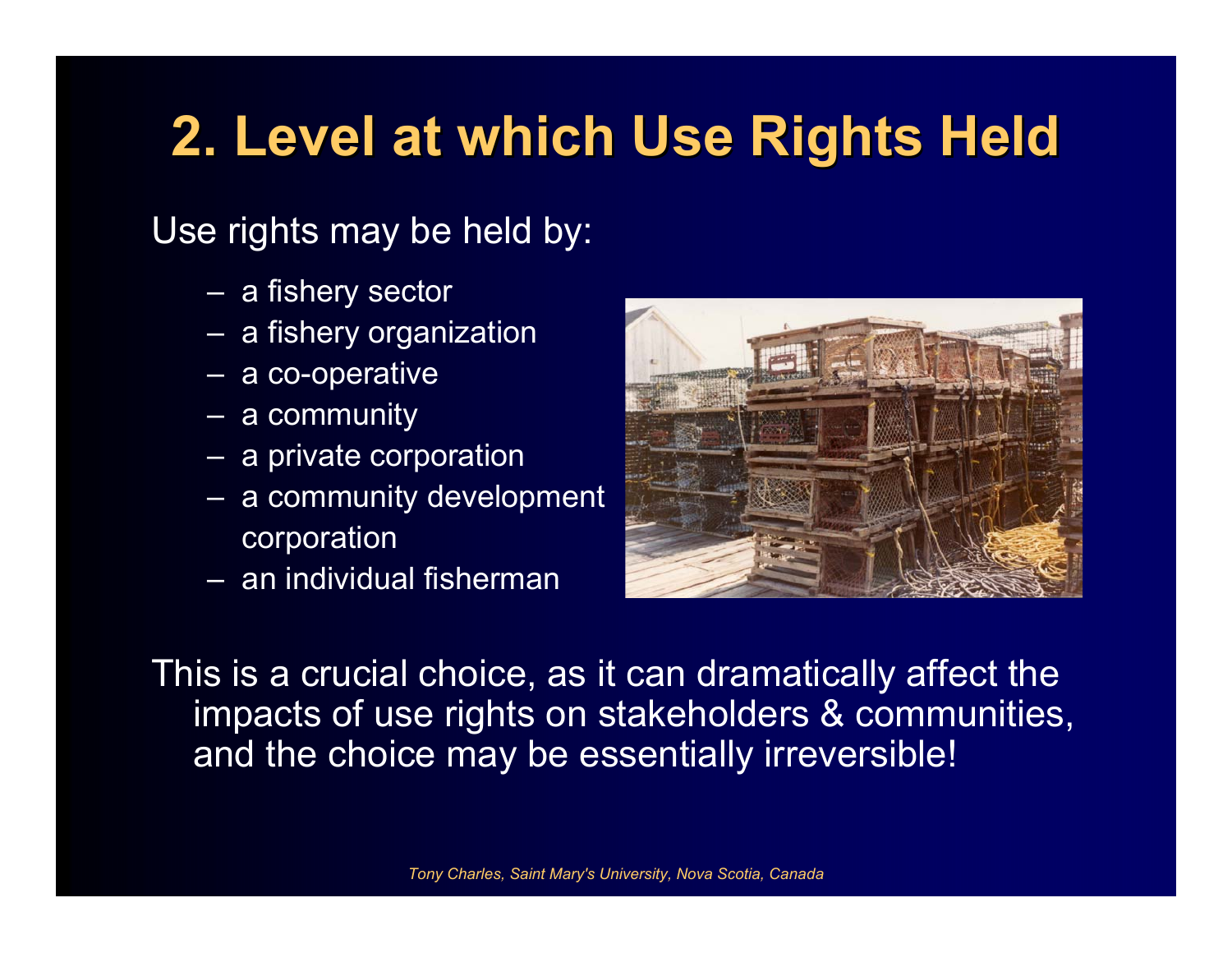# 2. Level at which Use Rights Held

Use rights may be held by:

- a fishery sector
- a fishery organization
- a co-operative
- a community
- a private corporation
- a community development corporation
- an individual fisherman

This is a crucial choice, as it can dramatically affect the impacts of use rights on stakeholders & communities, and the choice may be essentially irreversible!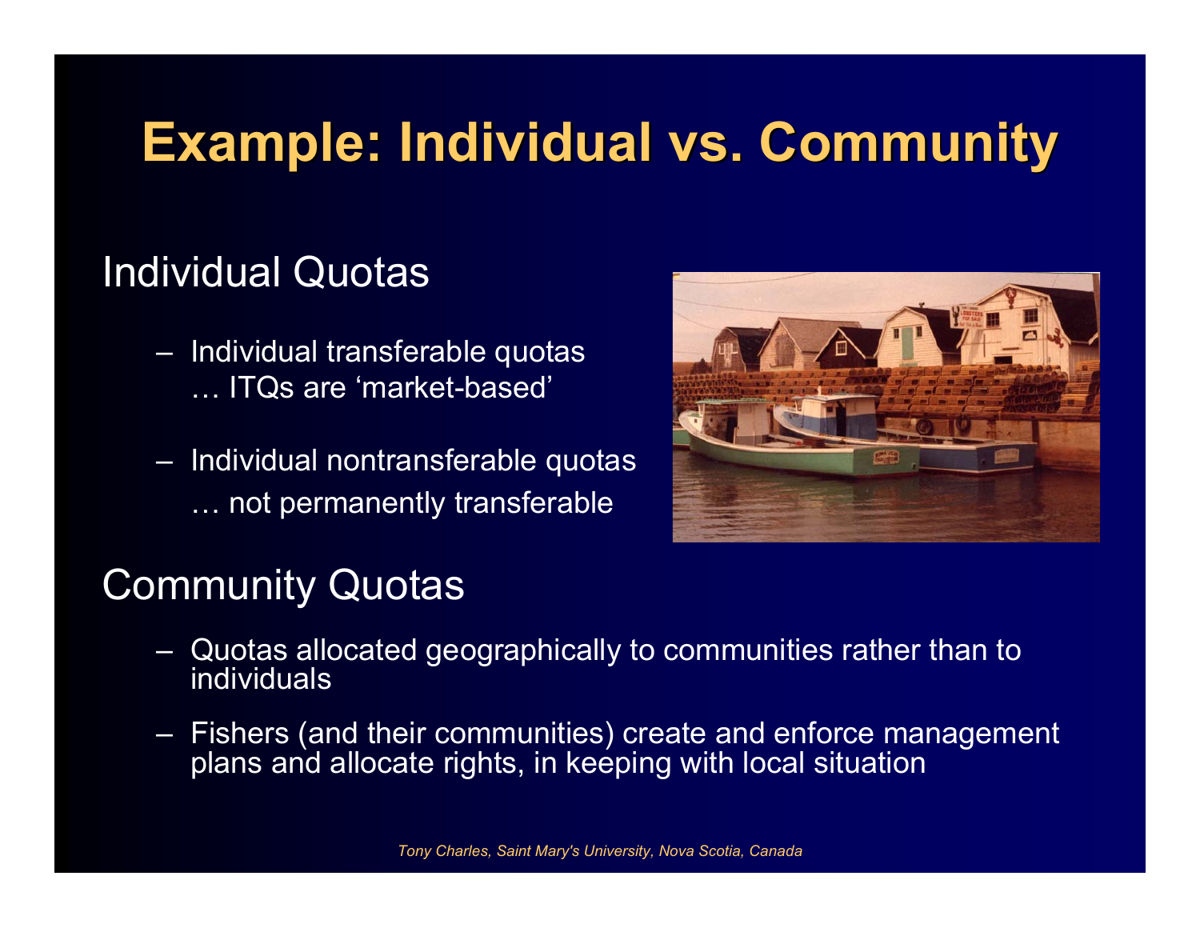# Example: Individual vs. Community

## Individual Quotas

- Individual transferable quotas
  … ITQs are 'market-based'
- Individual nontransferable quotas
  … not permanently transferable

## Community Quotas

- Quotas allocated geographically to communities rather than to individuals
- Fishers (and their communities) create and enforce management plans and allocate rights, in keeping with local situation

*Tony Charles, Saint Mary's University, Nova Scotia, Canada*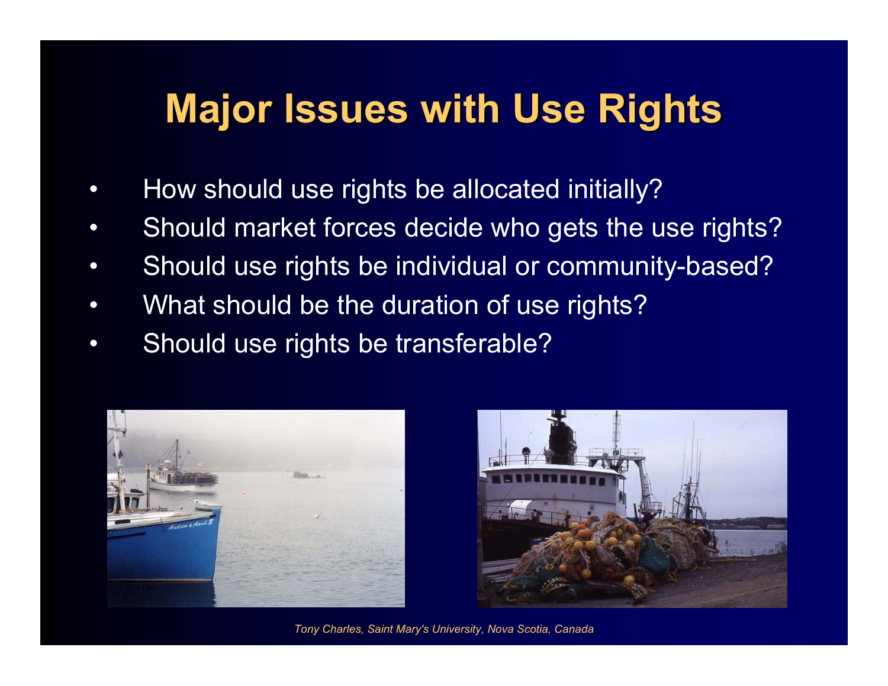# Major Issues with Use Rights

- How should use rights be allocated initially?
- Should market forces decide who gets the use rights?
- Should use rights be individual or community-based?
- What should be the duration of use rights?
- Should use rights be transferable?

*Tony Charles, Saint Mary's University, Nova Scotia, Canada*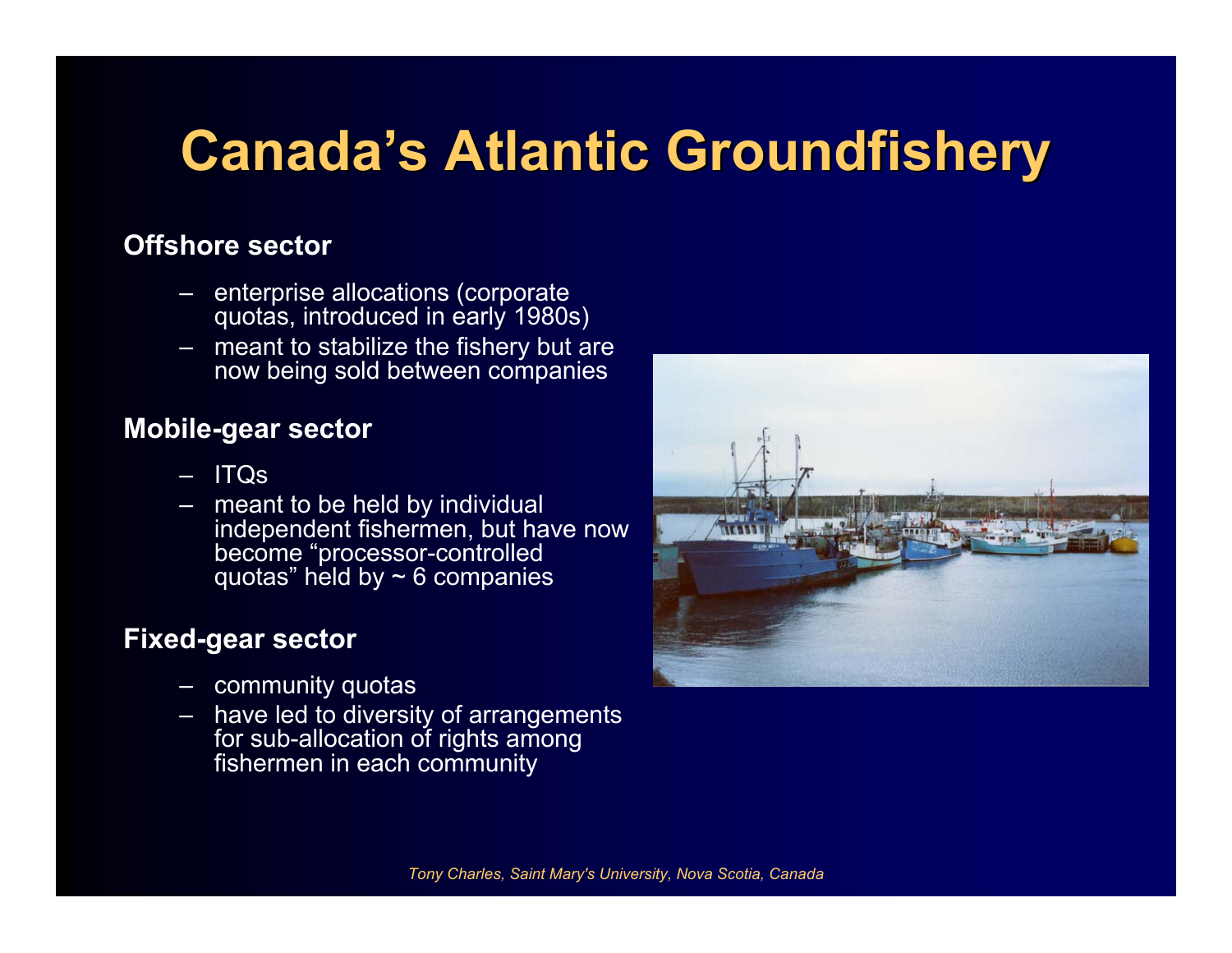# Canada's Atlantic Groundfishery

**Offshore sector**

- enterprise allocations (corporate quotas, introduced in early 1980s)
- meant to stabilize the fishery but are now being sold between companies

**Mobile-gear sector**

- ITQs
- meant to be held by individual independent fishermen, but have now become "processor-controlled quotas" held by ~ 6 companies

**Fixed-gear sector**

- community quotas
- have led to diversity of arrangements for sub-allocation of rights among fishermen in each community

*Tony Charles, Saint Mary's University, Nova Scotia, Canada*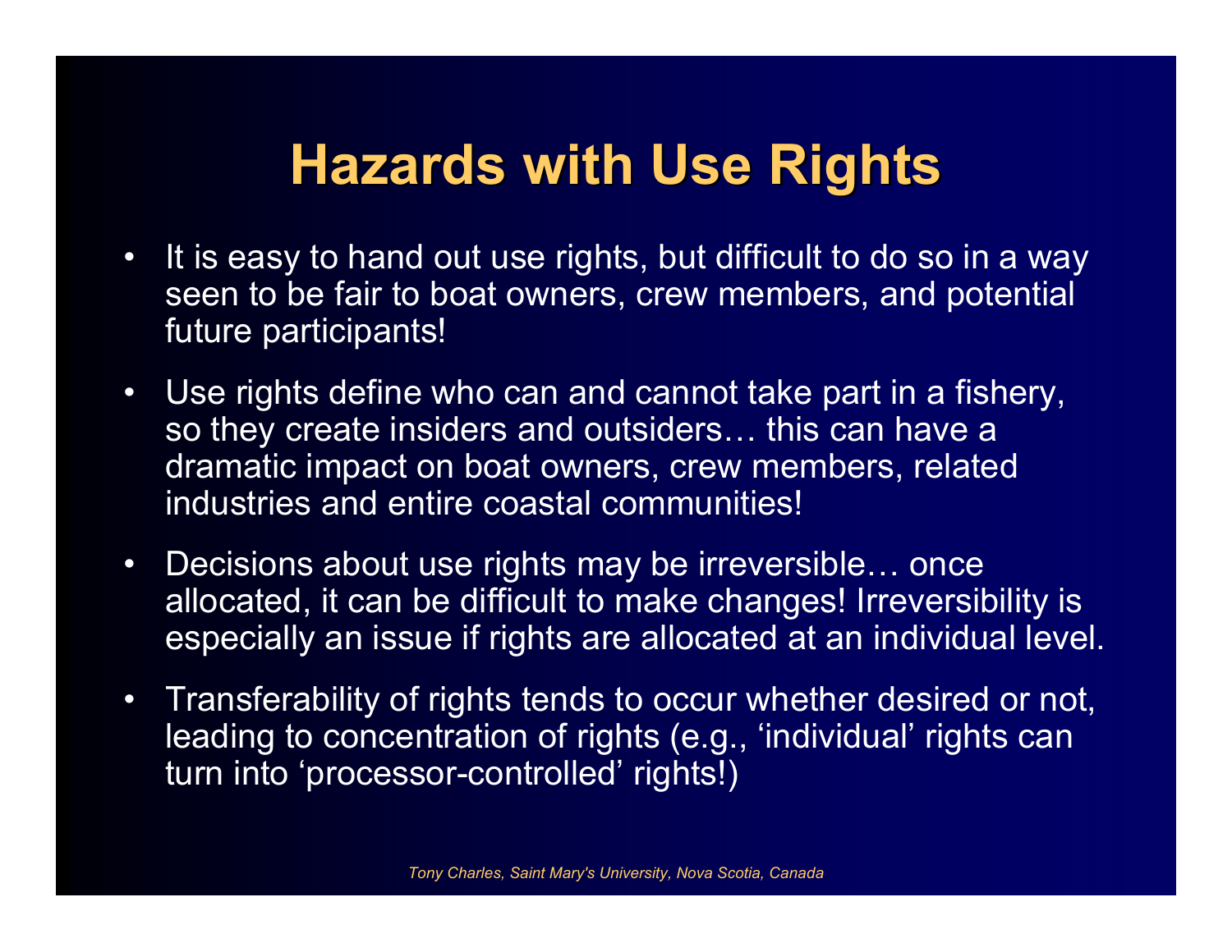# Hazards with Use Rights

- It is easy to hand out use rights, but difficult to do so in a way seen to be fair to boat owners, crew members, and potential future participants!
- Use rights define who can and cannot take part in a fishery, so they create insiders and outsiders… this can have a dramatic impact on boat owners, crew members, related industries and entire coastal communities!
- Decisions about use rights may be irreversible… once allocated, it can be difficult to make changes! Irreversibility is especially an issue if rights are allocated at an individual level.
- Transferability of rights tends to occur whether desired or not, leading to concentration of rights (e.g., 'individual' rights can turn into 'processor-controlled' rights!)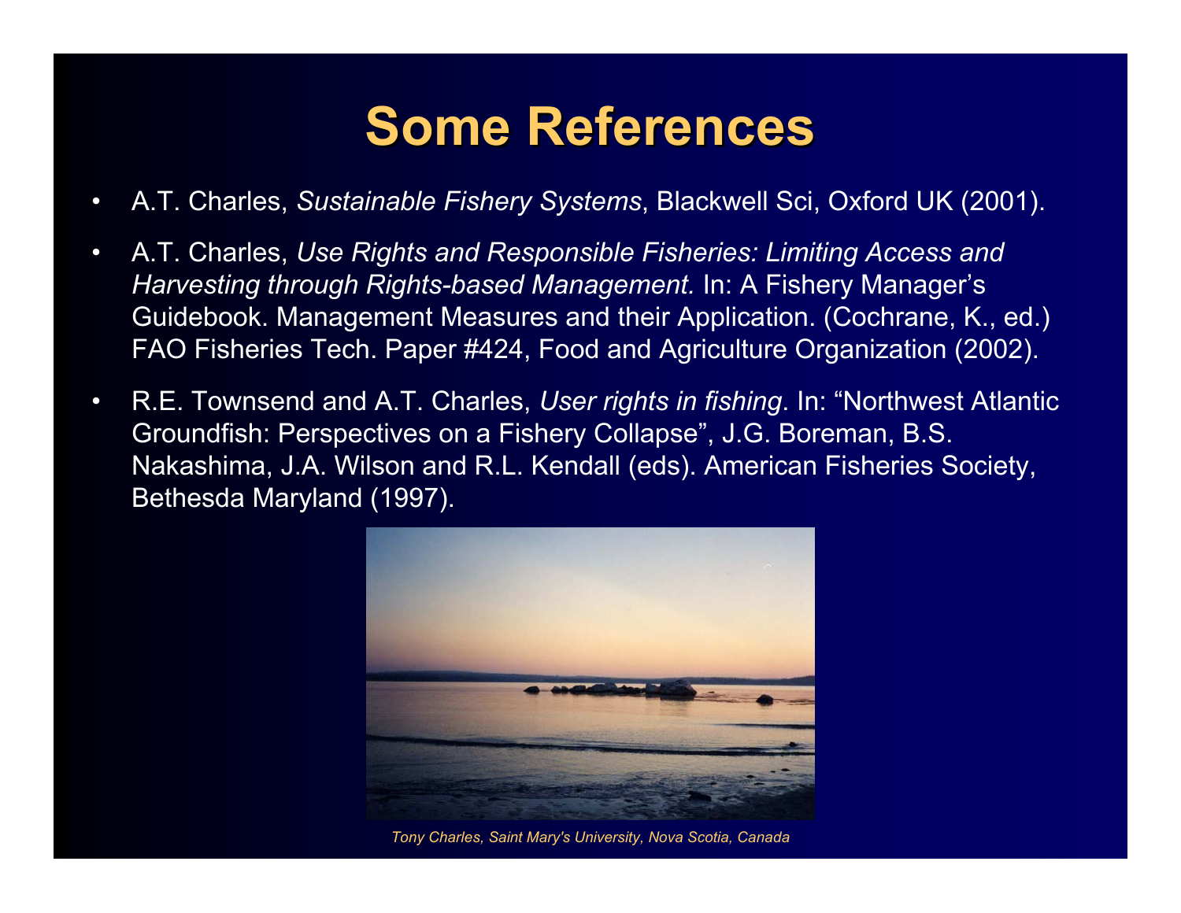# Some References

- A.T. Charles, *Sustainable Fishery Systems*, Blackwell Sci, Oxford UK (2001).
- A.T. Charles, *Use Rights and Responsible Fisheries: Limiting Access and Harvesting through Rights-based Management.* In: A Fishery Manager's Guidebook. Management Measures and their Application. (Cochrane, K., ed.) FAO Fisheries Tech. Paper #424, Food and Agriculture Organization (2002).
- R.E. Townsend and A.T. Charles, *User rights in fishing*. In: "Northwest Atlantic Groundfish: Perspectives on a Fishery Collapse", J.G. Boreman, B.S. Nakashima, J.A. Wilson and R.L. Kendall (eds). American Fisheries Society, Bethesda Maryland (1997).

*Tony Charles, Saint Mary's University, Nova Scotia, Canada*